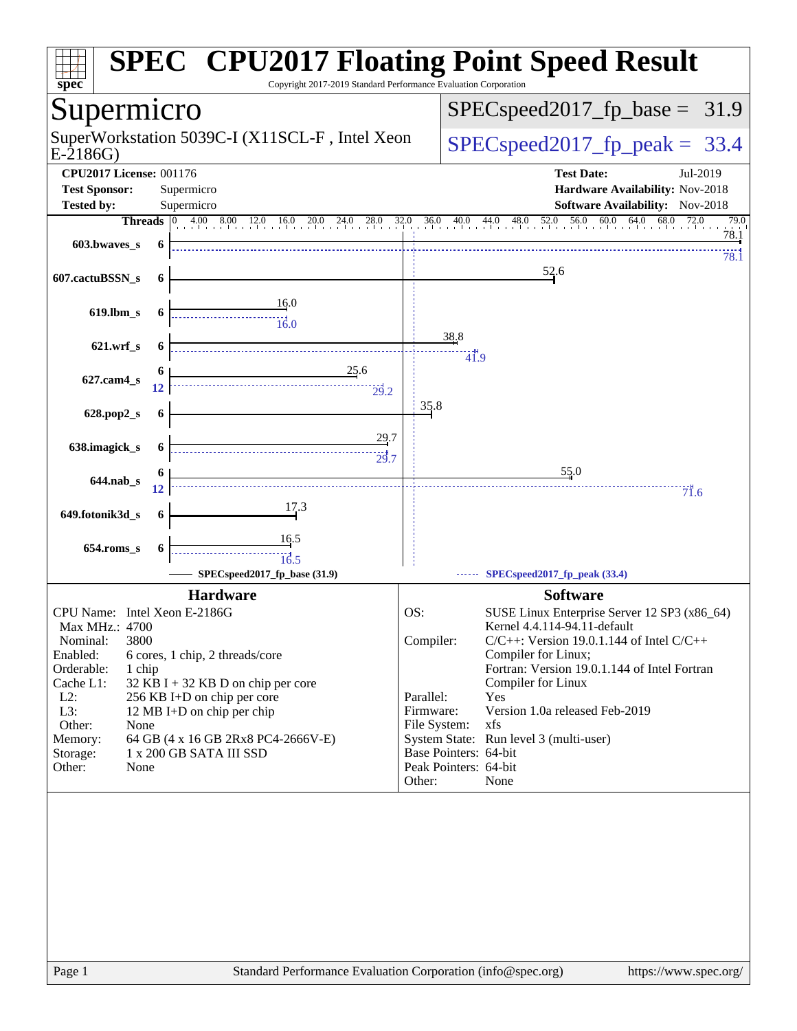# SPEC® CPU2017 Floating Point Speed Result

Copyright 2017-2019 Standard Performance Evaluation Corporation

## Supermicro

SuperWorkstation 5039C-I (X11SCL-F , Intel Xeon E-2186G)

SPECspeed2017_fp_base = 31.9

SPECspeed2017_fp_peak = 33.4

**CPU2017 License:** 001176
**Test Sponsor:** Supermicro
**Tested by:** Supermicro

**Test Date:** Jul-2019
**Hardware Availability:** Nov-2018
**Software Availability:** Nov-2018

| Benchmark | Threads | Base | Peak |
|---|---|---|---|
| 603.bwaves_s | 6 | 78.1 | 78.1 |
| 607.cactuBSSN_s | 6 | 52.6 | |
| 619.lbm_s | 6 | 16.0 | 16.0 |
| 621.wrf_s | 6 | 38.8 | 41.9 |
| 627.cam4_s | 6 (base), 12 (peak) | 25.6 | 29.2 |
| 628.pop2_s | 6 | 35.8 | |
| 638.imagick_s | 6 | 29.7 | 29.7 |
| 644.nab_s | 6 (base), 12 (peak) | 55.0 | 71.6 |
| 649.fotonik3d_s | 6 | 17.3 | |
| 654.roms_s | 6 | 16.5 | 16.5 |

SPECspeed2017_fp_base (31.9)
SPECspeed2017_fp_peak (33.4)

### Hardware

- **CPU Name:** Intel Xeon E-2186G
- **Max MHz.:** 4700
- **Nominal:** 3800
- **Enabled:** 6 cores, 1 chip, 2 threads/core
- **Orderable:** 1 chip
- **Cache L1:** 32 KB I + 32 KB D on chip per core
- **L2:** 256 KB I+D on chip per core
- **L3:** 12 MB I+D on chip per chip
- **Other:** None
- **Memory:** 64 GB (4 x 16 GB 2Rx8 PC4-2666V-E)
- **Storage:** 1 x 200 GB SATA III SSD
- **Other:** None

### Software

- **OS:** SUSE Linux Enterprise Server 12 SP3 (x86_64) Kernel 4.4.114-94.11-default
- **Compiler:** C/C++: Version 19.0.1.144 of Intel C/C++ Compiler for Linux; Fortran: Version 19.0.1.144 of Intel Fortran Compiler for Linux
- **Parallel:** Yes
- **Firmware:** Version 1.0a released Feb-2019
- **File System:** xfs
- **System State:** Run level 3 (multi-user)
- **Base Pointers:** 64-bit
- **Peak Pointers:** 64-bit
- **Other:** None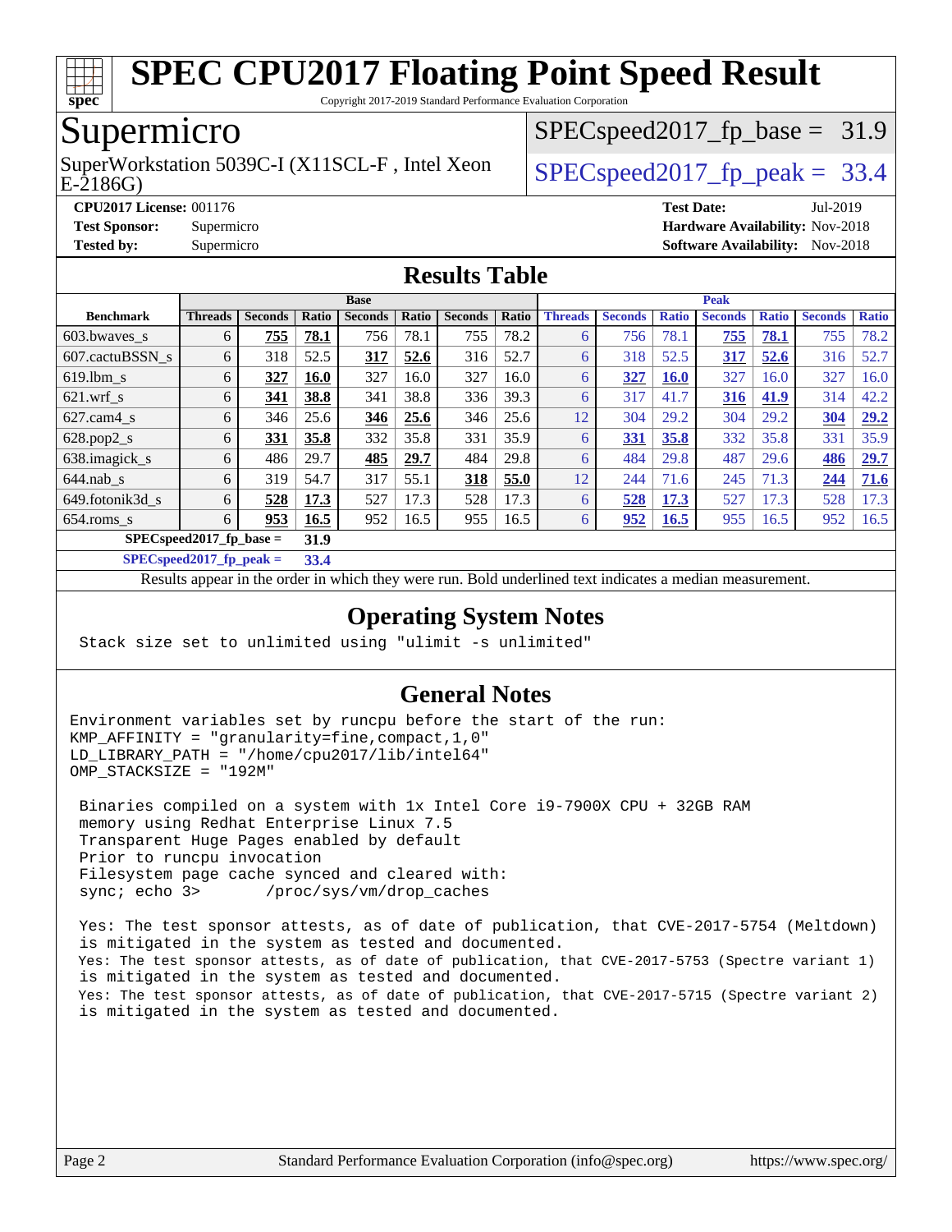# SPEC CPU2017 Floating Point Speed Result

Copyright 2017-2019 Standard Performance Evaluation Corporation

## Supermicro

SuperWorkstation 5039C-I (X11SCL-F , Intel Xeon E-2186G)

SPECspeed2017_fp_base = 31.9

SPECspeed2017_fp_peak = 33.4

**CPU2017 License:** 001176
**Test Sponsor:** Supermicro
**Tested by:** Supermicro

**Test Date:** Jul-2019
**Hardware Availability:** Nov-2018
**Software Availability:** Nov-2018

## Results Table

| Benchmark | Base | | | | | | | Peak | | | | | | |
|---|---|---|---|---|---|---|---|---|---|---|---|---|---|---|
| | Threads | Seconds | Ratio | Seconds | Ratio | Seconds | Ratio | Threads | Seconds | Ratio | Seconds | Ratio | Seconds | Ratio |
| 603.bwaves_s | 6 | **755** | **78.1** | 756 | 78.1 | 755 | 78.2 | 6 | 756 | 78.1 | **755** | **78.1** | 755 | 78.2 |
| 607.cactuBSSN_s | 6 | 318 | 52.5 | **317** | **52.6** | 316 | 52.7 | 6 | 318 | 52.5 | **317** | **52.6** | 316 | 52.7 |
| 619.lbm_s | 6 | **327** | **16.0** | 327 | 16.0 | 327 | 16.0 | 6 | **327** | **16.0** | 327 | 16.0 | 327 | 16.0 |
| 621.wrf_s | 6 | **341** | **38.8** | 341 | 38.8 | 336 | 39.3 | 6 | 317 | 41.7 | **316** | **41.9** | 314 | 42.2 |
| 627.cam4_s | 6 | 346 | 25.6 | **346** | **25.6** | 346 | 25.6 | 12 | 304 | 29.2 | 304 | 29.2 | **304** | **29.2** |
| 628.pop2_s | 6 | **331** | **35.8** | 332 | 35.8 | 331 | 35.9 | 6 | **331** | **35.8** | 332 | 35.8 | 331 | 35.9 |
| 638.imagick_s | 6 | 486 | 29.7 | **485** | **29.7** | 484 | 29.8 | 6 | 484 | 29.8 | 487 | 29.6 | **486** | **29.7** |
| 644.nab_s | 6 | 319 | 54.7 | 317 | 55.1 | **318** | **55.0** | 12 | 244 | 71.6 | 245 | 71.3 | **244** | **71.6** |
| 649.fotonik3d_s | 6 | **528** | **17.3** | 527 | 17.3 | 528 | 17.3 | 6 | **528** | **17.3** | 527 | 17.3 | 528 | 17.3 |
| 654.roms_s | 6 | **953** | **16.5** | 952 | 16.5 | 955 | 16.5 | 6 | **952** | **16.5** | 955 | 16.5 | 952 | 16.5 |

**SPECspeed2017_fp_base = 31.9**

**SPECspeed2017_fp_peak = 33.4**

Results appear in the order in which they were run. Bold underlined text indicates a median measurement.

## Operating System Notes

```
Stack size set to unlimited using "ulimit -s unlimited"
```

## General Notes

```
Environment variables set by runcpu before the start of the run:
KMP_AFFINITY = "granularity=fine,compact,1,0"
LD_LIBRARY_PATH = "/home/cpu2017/lib/intel64"
OMP_STACKSIZE = "192M"

 Binaries compiled on a system with 1x Intel Core i9-7900X CPU + 32GB RAM
 memory using Redhat Enterprise Linux 7.5
 Transparent Huge Pages enabled by default
 Prior to runcpu invocation
 Filesystem page cache synced and cleared with:
 sync; echo 3>       /proc/sys/vm/drop_caches

 Yes: The test sponsor attests, as of date of publication, that CVE-2017-5754 (Meltdown)
 is mitigated in the system as tested and documented.
 Yes: The test sponsor attests, as of date of publication, that CVE-2017-5753 (Spectre variant 1)
 is mitigated in the system as tested and documented.
 Yes: The test sponsor attests, as of date of publication, that CVE-2017-5715 (Spectre variant 2)
 is mitigated in the system as tested and documented.
```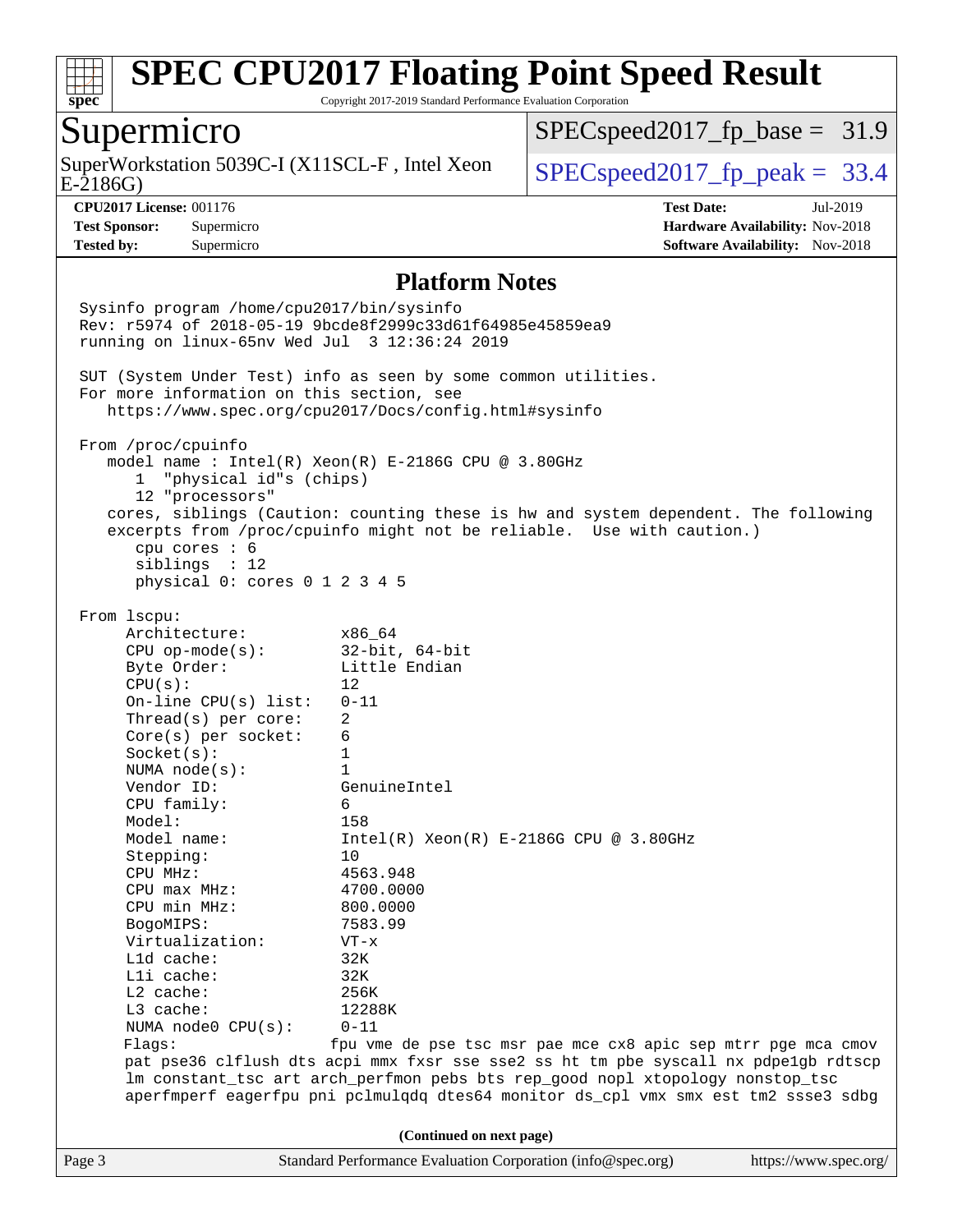# SPEC CPU2017 Floating Point Speed Result

Copyright 2017-2019 Standard Performance Evaluation Corporation

## Supermicro

SuperWorkstation 5039C-I (X11SCL-F , Intel Xeon E-2186G)

SPECspeed2017_fp_base = 31.9

SPECspeed2017_fp_peak = 33.4

**CPU2017 License:** 001176
**Test Sponsor:** Supermicro
**Tested by:** Supermicro

**Test Date:** Jul-2019
**Hardware Availability:** Nov-2018
**Software Availability:** Nov-2018

### Platform Notes

```
Sysinfo program /home/cpu2017/bin/sysinfo
Rev: r5974 of 2018-05-19 9bcde8f2999c33d61f64985e45859ea9
running on linux-65nv Wed Jul  3 12:36:24 2019

SUT (System Under Test) info as seen by some common utilities.
For more information on this section, see
   https://www.spec.org/cpu2017/Docs/config.html#sysinfo

From /proc/cpuinfo
   model name : Intel(R) Xeon(R) E-2186G CPU @ 3.80GHz
      1  "physical id"s (chips)
      12 "processors"
   cores, siblings (Caution: counting these is hw and system dependent. The following
   excerpts from /proc/cpuinfo might not be reliable.  Use with caution.)
      cpu cores : 6
      siblings  : 12
      physical 0: cores 0 1 2 3 4 5

From lscpu:
     Architecture:          x86_64
     CPU op-mode(s):        32-bit, 64-bit
     Byte Order:            Little Endian
     CPU(s):                12
     On-line CPU(s) list:   0-11
     Thread(s) per core:    2
     Core(s) per socket:    6
     Socket(s):             1
     NUMA node(s):          1
     Vendor ID:             GenuineIntel
     CPU family:            6
     Model:                 158
     Model name:            Intel(R) Xeon(R) E-2186G CPU @ 3.80GHz
     Stepping:              10
     CPU MHz:               4563.948
     CPU max MHz:           4700.0000
     CPU min MHz:           800.0000
     BogoMIPS:              7583.99
     Virtualization:        VT-x
     L1d cache:             32K
     L1i cache:             32K
     L2 cache:              256K
     L3 cache:              12288K
     NUMA node0 CPU(s):     0-11
     Flags:                fpu vme de pse tsc msr pae mce cx8 apic sep mtrr pge mca cmov
     pat pse36 clflush dts acpi mmx fxsr sse sse2 ss ht tm pbe syscall nx pdpe1gb rdtscp
     lm constant_tsc art arch_perfmon pebs bts rep_good nopl xtopology nonstop_tsc
     aperfmperf eagerfpu pni pclmulqdq dtes64 monitor ds_cpl vmx smx est tm2 ssse3 sdbg
```

(Continued on next page)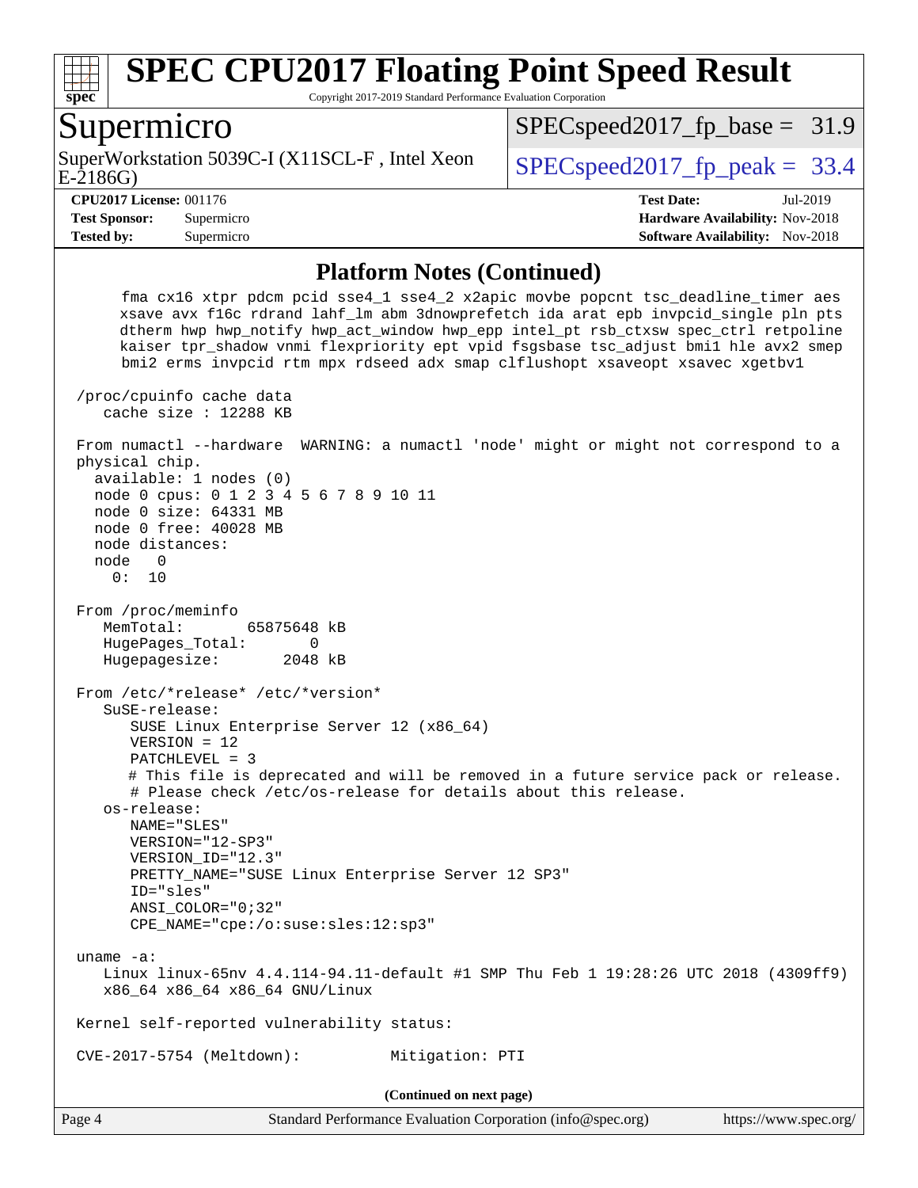## Platform Notes (Continued)

```
     fma cx16 xtpr pdcm pcid sse4_1 sse4_2 x2apic movbe popcnt tsc_deadline_timer aes
     xsave avx f16c rdrand lahf_lm abm 3dnowprefetch ida arat epb invpcid_single pln pts
     dtherm hwp hwp_notify hwp_act_window hwp_epp intel_pt rsb_ctxsw spec_ctrl retpoline
     kaiser tpr_shadow vnmi flexpriority ept vpid fsgsbase tsc_adjust bmi1 hle avx2 smep
     bmi2 erms invpcid rtm mpx rdseed adx smap clflushopt xsaveopt xsavec xgetbv1

 /proc/cpuinfo cache data
    cache size : 12288 KB

 From numactl --hardware  WARNING: a numactl 'node' might or might not correspond to a
 physical chip.
   available: 1 nodes (0)
   node 0 cpus: 0 1 2 3 4 5 6 7 8 9 10 11
   node 0 size: 64331 MB
   node 0 free: 40028 MB
   node distances:
   node   0
     0:  10

 From /proc/meminfo
    MemTotal:       65875648 kB
    HugePages_Total:       0
    Hugepagesize:       2048 kB

 From /etc/*release* /etc/*version*
    SuSE-release:
       SUSE Linux Enterprise Server 12 (x86_64)
       VERSION = 12
       PATCHLEVEL = 3
       # This file is deprecated and will be removed in a future service pack or release.
       # Please check /etc/os-release for details about this release.
    os-release:
       NAME="SLES"
       VERSION="12-SP3"
       VERSION_ID="12.3"
       PRETTY_NAME="SUSE Linux Enterprise Server 12 SP3"
       ID="sles"
       ANSI_COLOR="0;32"
       CPE_NAME="cpe:/o:suse:sles:12:sp3"

 uname -a:
    Linux linux-65nv 4.4.114-94.11-default #1 SMP Thu Feb 1 19:28:26 UTC 2018 (4309ff9)
    x86_64 x86_64 x86_64 GNU/Linux

 Kernel self-reported vulnerability status:

 CVE-2017-5754 (Meltdown):          Mitigation: PTI
```

(Continued on next page)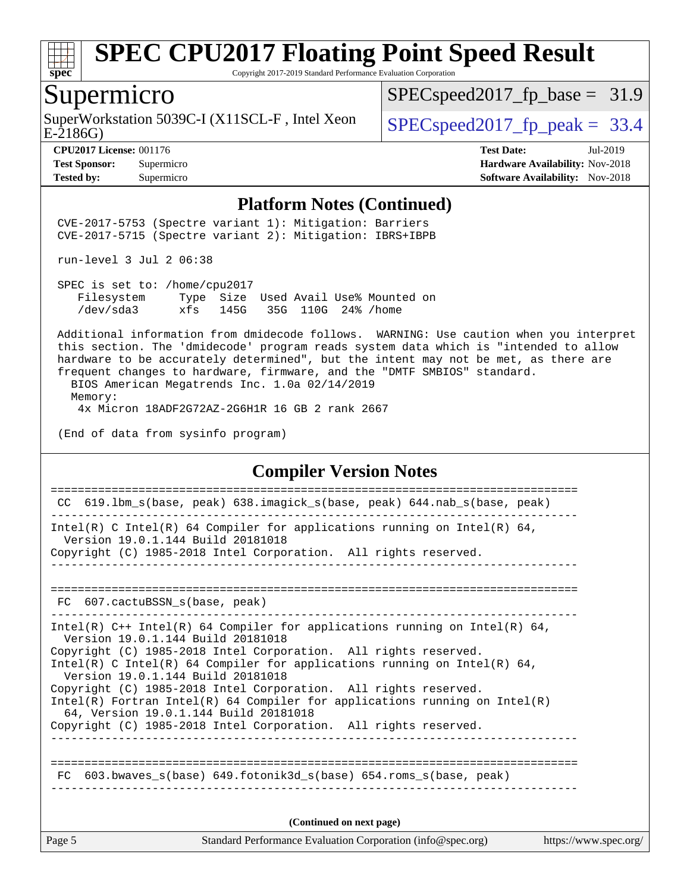# SPEC CPU2017 Floating Point Speed Result

Copyright 2017-2019 Standard Performance Evaluation Corporation

## Supermicro

SuperWorkstation 5039C-I (X11SCL-F , Intel Xeon E-2186G)

SPECspeed2017_fp_base = 31.9

SPECspeed2017_fp_peak = 33.4

**CPU2017 License:** 001176
**Test Sponsor:** Supermicro
**Tested by:** Supermicro

**Test Date:** Jul-2019
**Hardware Availability:** Nov-2018
**Software Availability:** Nov-2018

### Platform Notes (Continued)

```
 CVE-2017-5753 (Spectre variant 1): Mitigation: Barriers
 CVE-2017-5715 (Spectre variant 2): Mitigation: IBRS+IBPB

 run-level 3 Jul 2 06:38

 SPEC is set to: /home/cpu2017
    Filesystem     Type  Size  Used Avail Use% Mounted on
    /dev/sda3      xfs   145G   35G  110G  24% /home

 Additional information from dmidecode follows.  WARNING: Use caution when you interpret
 this section. The 'dmidecode' program reads system data which is "intended to allow
 hardware to be accurately determined", but the intent may not be met, as there are
 frequent changes to hardware, firmware, and the "DMTF SMBIOS" standard.
   BIOS American Megatrends Inc. 1.0a 02/14/2019
   Memory:
     4x Micron 18ADF2G72AZ-2G6H1R 16 GB 2 rank 2667

 (End of data from sysinfo program)
```

### Compiler Version Notes

```
==============================================================================
 CC  619.lbm_s(base, peak) 638.imagick_s(base, peak) 644.nab_s(base, peak)
------------------------------------------------------------------------------
Intel(R) C Intel(R) 64 Compiler for applications running on Intel(R) 64,
  Version 19.0.1.144 Build 20181018
Copyright (C) 1985-2018 Intel Corporation.  All rights reserved.
------------------------------------------------------------------------------

==============================================================================
 FC  607.cactuBSSN_s(base, peak)
------------------------------------------------------------------------------
Intel(R) C++ Intel(R) 64 Compiler for applications running on Intel(R) 64,
  Version 19.0.1.144 Build 20181018
Copyright (C) 1985-2018 Intel Corporation.  All rights reserved.
Intel(R) C Intel(R) 64 Compiler for applications running on Intel(R) 64,
  Version 19.0.1.144 Build 20181018
Copyright (C) 1985-2018 Intel Corporation.  All rights reserved.
Intel(R) Fortran Intel(R) 64 Compiler for applications running on Intel(R)
  64, Version 19.0.1.144 Build 20181018
Copyright (C) 1985-2018 Intel Corporation.  All rights reserved.
------------------------------------------------------------------------------

==============================================================================
 FC  603.bwaves_s(base) 649.fotonik3d_s(base) 654.roms_s(base, peak)
------------------------------------------------------------------------------
```

**(Continued on next page)**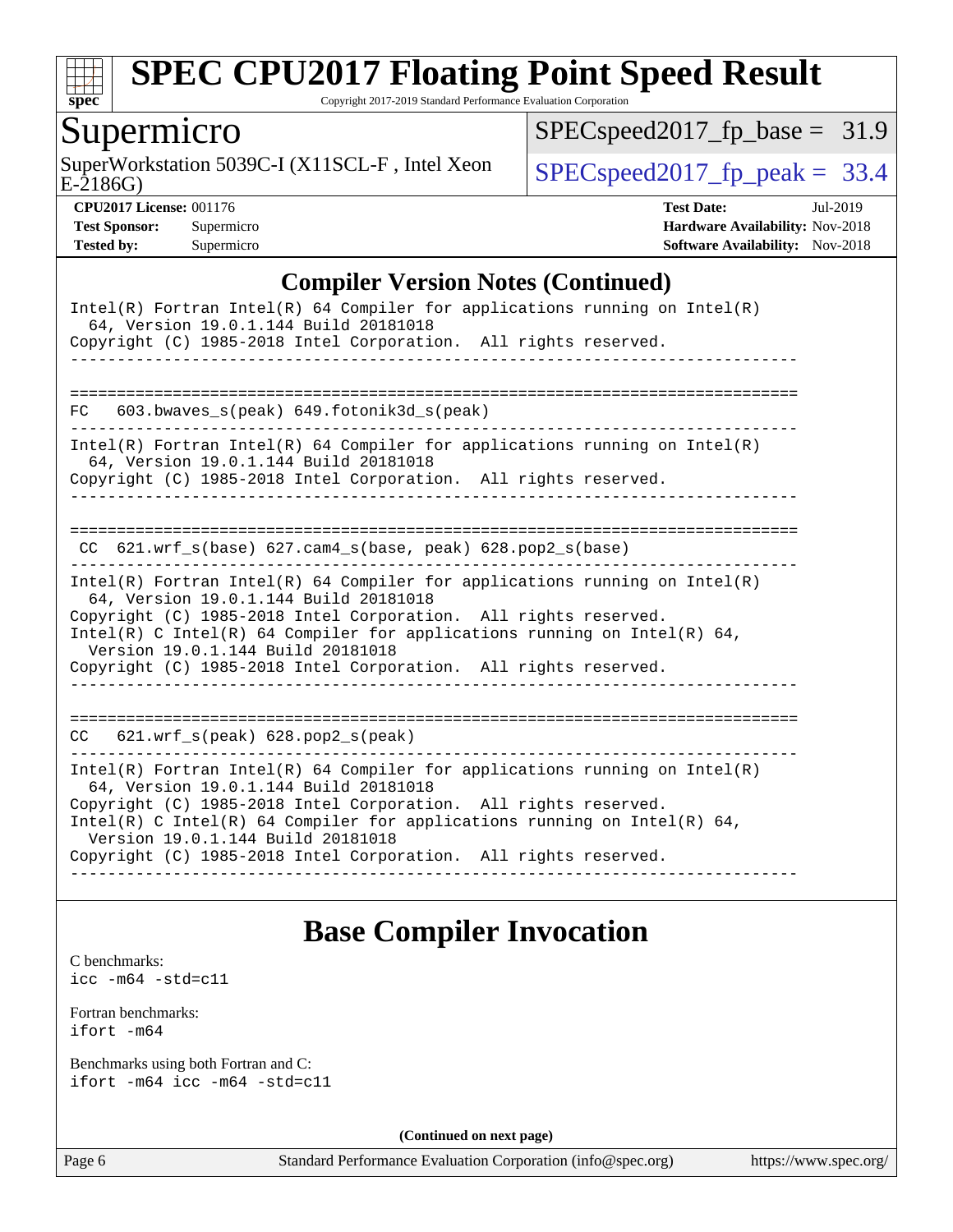## Compiler Version Notes (Continued)

```
Intel(R) Fortran Intel(R) 64 Compiler for applications running on Intel(R)
  64, Version 19.0.1.144 Build 20181018
Copyright (C) 1985-2018 Intel Corporation.  All rights reserved.
------------------------------------------------------------------------------

==============================================================================
FC   603.bwaves_s(peak) 649.fotonik3d_s(peak)
------------------------------------------------------------------------------
Intel(R) Fortran Intel(R) 64 Compiler for applications running on Intel(R)
  64, Version 19.0.1.144 Build 20181018
Copyright (C) 1985-2018 Intel Corporation.  All rights reserved.
------------------------------------------------------------------------------

==============================================================================
 CC  621.wrf_s(base) 627.cam4_s(base, peak) 628.pop2_s(base)
------------------------------------------------------------------------------
Intel(R) Fortran Intel(R) 64 Compiler for applications running on Intel(R)
  64, Version 19.0.1.144 Build 20181018
Copyright (C) 1985-2018 Intel Corporation.  All rights reserved.
Intel(R) C Intel(R) 64 Compiler for applications running on Intel(R) 64,
  Version 19.0.1.144 Build 20181018
Copyright (C) 1985-2018 Intel Corporation.  All rights reserved.
------------------------------------------------------------------------------

==============================================================================
CC   621.wrf_s(peak) 628.pop2_s(peak)
------------------------------------------------------------------------------
Intel(R) Fortran Intel(R) 64 Compiler for applications running on Intel(R)
  64, Version 19.0.1.144 Build 20181018
Copyright (C) 1985-2018 Intel Corporation.  All rights reserved.
Intel(R) C Intel(R) 64 Compiler for applications running on Intel(R) 64,
  Version 19.0.1.144 Build 20181018
Copyright (C) 1985-2018 Intel Corporation.  All rights reserved.
------------------------------------------------------------------------------
```

## Base Compiler Invocation

C benchmarks:
`icc -m64 -std=c11`

Fortran benchmarks:
`ifort -m64`

Benchmarks using both Fortran and C:
`ifort -m64 icc -m64 -std=c11`

**(Continued on next page)**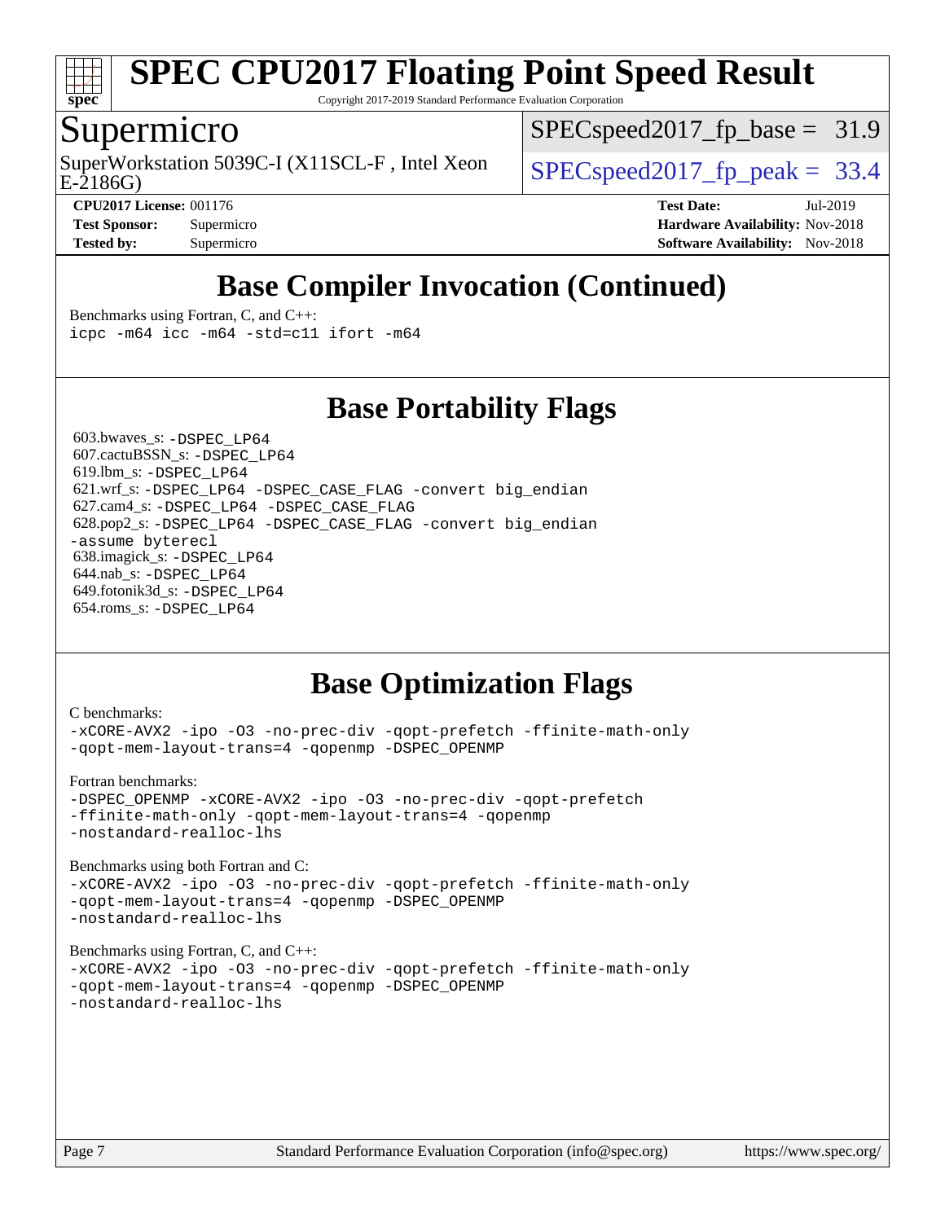# SPEC CPU2017 Floating Point Speed Result

Copyright 2017-2019 Standard Performance Evaluation Corporation

## Supermicro

SuperWorkstation 5039C-I (X11SCL-F , Intel Xeon E-2186G)

SPECspeed2017_fp_base = 31.9

SPECspeed2017_fp_peak = 33.4

**CPU2017 License:** 001176
**Test Sponsor:** Supermicro
**Tested by:** Supermicro

**Test Date:** Jul-2019
**Hardware Availability:** Nov-2018
**Software Availability:** Nov-2018

## Base Compiler Invocation (Continued)

Benchmarks using Fortran, C, and C++:
```
icpc -m64 icc -m64 -std=c11 ifort -m64
```

## Base Portability Flags

603.bwaves_s: `-DSPEC_LP64`
607.cactuBSSN_s: `-DSPEC_LP64`
619.lbm_s: `-DSPEC_LP64`
621.wrf_s: `-DSPEC_LP64 -DSPEC_CASE_FLAG -convert big_endian`
627.cam4_s: `-DSPEC_LP64 -DSPEC_CASE_FLAG`
628.pop2_s: `-DSPEC_LP64 -DSPEC_CASE_FLAG -convert big_endian -assume byterecl`
638.imagick_s: `-DSPEC_LP64`
644.nab_s: `-DSPEC_LP64`
649.fotonik3d_s: `-DSPEC_LP64`
654.roms_s: `-DSPEC_LP64`

## Base Optimization Flags

C benchmarks:
```
-xCORE-AVX2 -ipo -O3 -no-prec-div -qopt-prefetch -ffinite-math-only
-qopt-mem-layout-trans=4 -qopenmp -DSPEC_OPENMP
```

Fortran benchmarks:
```
-DSPEC_OPENMP -xCORE-AVX2 -ipo -O3 -no-prec-div -qopt-prefetch
-ffinite-math-only -qopt-mem-layout-trans=4 -qopenmp
-nostandard-realloc-lhs
```

Benchmarks using both Fortran and C:
```
-xCORE-AVX2 -ipo -O3 -no-prec-div -qopt-prefetch -ffinite-math-only
-qopt-mem-layout-trans=4 -qopenmp -DSPEC_OPENMP
-nostandard-realloc-lhs
```

Benchmarks using Fortran, C, and C++:
```
-xCORE-AVX2 -ipo -O3 -no-prec-div -qopt-prefetch -ffinite-math-only
-qopt-mem-layout-trans=4 -qopenmp -DSPEC_OPENMP
-nostandard-realloc-lhs
```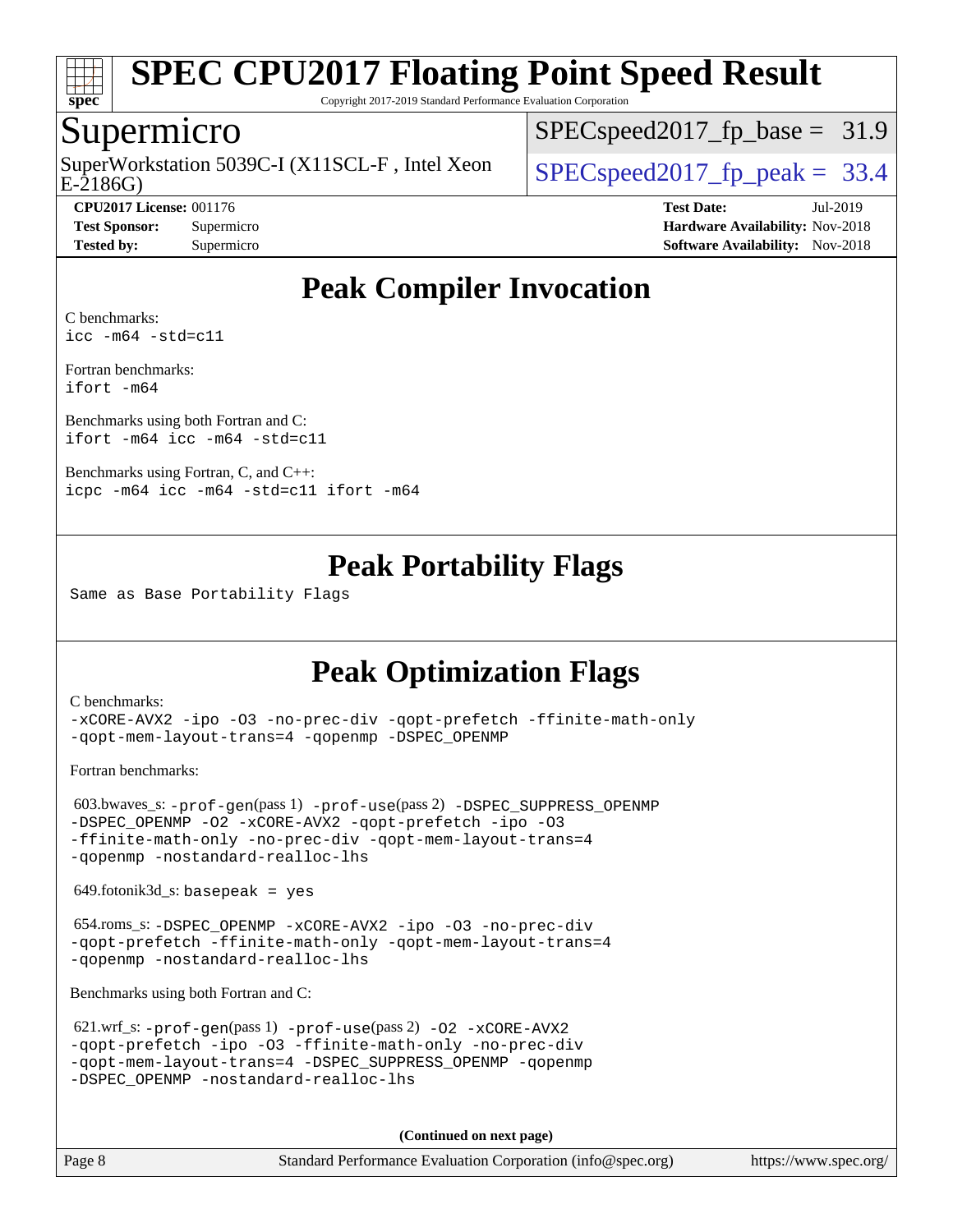# SPEC CPU2017 Floating Point Speed Result

Copyright 2017-2019 Standard Performance Evaluation Corporation

## Supermicro

SuperWorkstation 5039C-I (X11SCL-F , Intel Xeon E-2186G)

SPECspeed2017_fp_base = 31.9

SPECspeed2017_fp_peak = 33.4

**CPU2017 License:** 001176
**Test Sponsor:** Supermicro
**Tested by:** Supermicro

**Test Date:** Jul-2019
**Hardware Availability:** Nov-2018
**Software Availability:** Nov-2018

## Peak Compiler Invocation

C benchmarks:
`icc -m64 -std=c11`

Fortran benchmarks:
`ifort -m64`

Benchmarks using both Fortran and C:
`ifort -m64 icc -m64 -std=c11`

Benchmarks using Fortran, C, and C++:
`icpc -m64 icc -m64 -std=c11 ifort -m64`

## Peak Portability Flags

Same as Base Portability Flags

## Peak Optimization Flags

C benchmarks:
`-xCORE-AVX2 -ipo -O3 -no-prec-div -qopt-prefetch -ffinite-math-only -qopt-mem-layout-trans=4 -qopenmp -DSPEC_OPENMP`

Fortran benchmarks:

603.bwaves_s: `-prof-gen`(pass 1) `-prof-use`(pass 2) `-DSPEC_SUPPRESS_OPENMP -DSPEC_OPENMP -O2 -xCORE-AVX2 -qopt-prefetch -ipo -O3 -ffinite-math-only -no-prec-div -qopt-mem-layout-trans=4 -qopenmp -nostandard-realloc-lhs`

649.fotonik3d_s: `basepeak = yes`

654.roms_s: `-DSPEC_OPENMP -xCORE-AVX2 -ipo -O3 -no-prec-div -qopt-prefetch -ffinite-math-only -qopt-mem-layout-trans=4 -qopenmp -nostandard-realloc-lhs`

Benchmarks using both Fortran and C:

621.wrf_s: `-prof-gen`(pass 1) `-prof-use`(pass 2) `-O2 -xCORE-AVX2 -qopt-prefetch -ipo -O3 -ffinite-math-only -no-prec-div -qopt-mem-layout-trans=4 -DSPEC_SUPPRESS_OPENMP -qopenmp -DSPEC_OPENMP -nostandard-realloc-lhs`

**(Continued on next page)**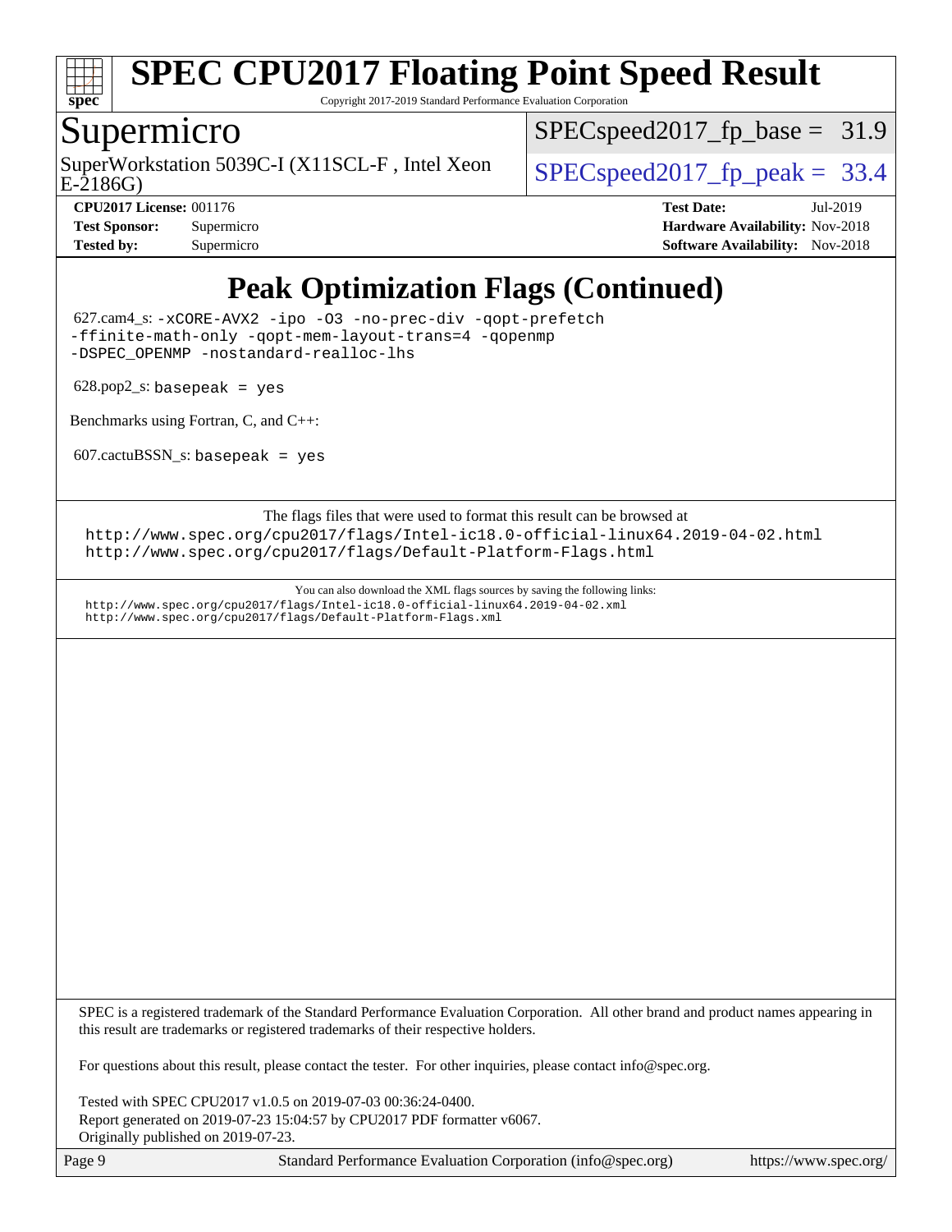# Peak Optimization Flags (Continued)

627.cam4_s: -xCORE-AVX2 -ipo -O3 -no-prec-div -qopt-prefetch -ffinite-math-only -qopt-mem-layout-trans=4 -qopenmp -DSPEC_OPENMP -nostandard-realloc-lhs

628.pop2_s: basepeak = yes

Benchmarks using Fortran, C, and C++:

607.cactuBSSN_s: basepeak = yes

The flags files that were used to format this result can be browsed at
http://www.spec.org/cpu2017/flags/Intel-ic18.0-official-linux64.2019-04-02.html
http://www.spec.org/cpu2017/flags/Default-Platform-Flags.html

You can also download the XML flags sources by saving the following links:
http://www.spec.org/cpu2017/flags/Intel-ic18.0-official-linux64.2019-04-02.xml
http://www.spec.org/cpu2017/flags/Default-Platform-Flags.xml

SPEC is a registered trademark of the Standard Performance Evaluation Corporation. All other brand and product names appearing in this result are trademarks or registered trademarks of their respective holders.

For questions about this result, please contact the tester. For other inquiries, please contact info@spec.org.

Tested with SPEC CPU2017 v1.0.5 on 2019-07-03 00:36:24-0400.
Report generated on 2019-07-23 15:04:57 by CPU2017 PDF formatter v6067.
Originally published on 2019-07-23.